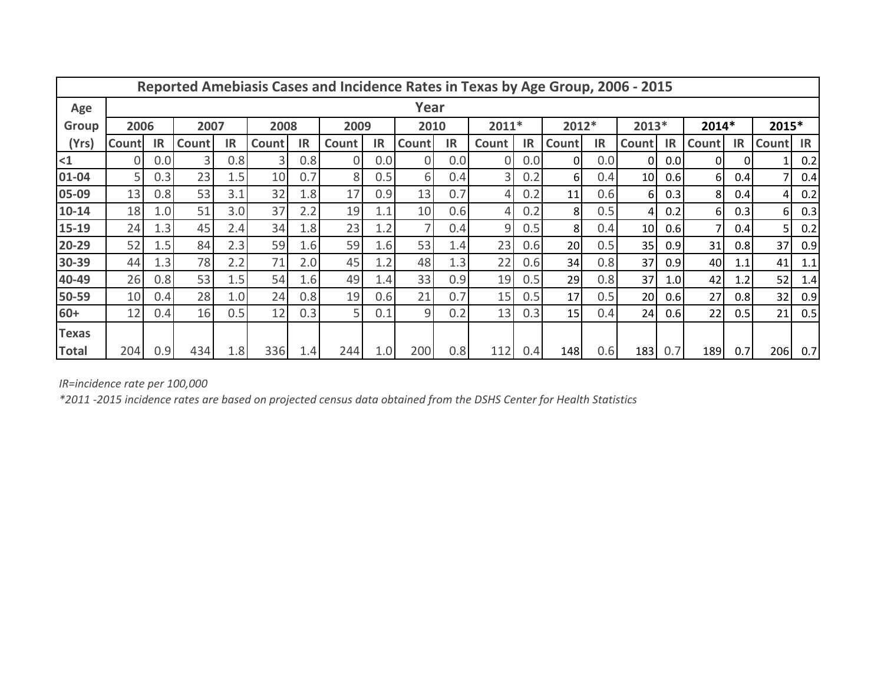| Reported Amebiasis Cases and Incidence Rates in Texas by Age Group, 2006 - 2015 | | | | | | | | | | | | | | | | | | | | |
|---|---|---|---|---|---|---|---|---|---|---|---|---|---|---|---|---|---|---|---|---|
| Age Group (Yrs) | Year | | | | | | | | | | | | | | | | | | | |
| | 2006 | | 2007 | | 2008 | | 2009 | | 2010 | | 2011* | | 2012* | | 2013* | | 2014* | | 2015* | |
| | Count | IR | Count | IR | Count | IR | Count | IR | Count | IR | Count | IR | Count | IR | Count | IR | Count | IR | Count | IR |
| <1 | 0 | 0.0 | 3 | 0.8 | 3 | 0.8 | 0 | 0.0 | 0 | 0.0 | 0 | 0.0 | 0 | 0.0 | 0 | 0.0 | 0 | 0 | 1 | 0.2 |
| 01-04 | 5 | 0.3 | 23 | 1.5 | 10 | 0.7 | 8 | 0.5 | 6 | 0.4 | 3 | 0.2 | 6 | 0.4 | 10 | 0.6 | 6 | 0.4 | 7 | 0.4 |
| 05-09 | 13 | 0.8 | 53 | 3.1 | 32 | 1.8 | 17 | 0.9 | 13 | 0.7 | 4 | 0.2 | 11 | 0.6 | 6 | 0.3 | 8 | 0.4 | 4 | 0.2 |
| 10-14 | 18 | 1.0 | 51 | 3.0 | 37 | 2.2 | 19 | 1.1 | 10 | 0.6 | 4 | 0.2 | 8 | 0.5 | 4 | 0.2 | 6 | 0.3 | 6 | 0.3 |
| 15-19 | 24 | 1.3 | 45 | 2.4 | 34 | 1.8 | 23 | 1.2 | 7 | 0.4 | 9 | 0.5 | 8 | 0.4 | 10 | 0.6 | 7 | 0.4 | 5 | 0.2 |
| 20-29 | 52 | 1.5 | 84 | 2.3 | 59 | 1.6 | 59 | 1.6 | 53 | 1.4 | 23 | 0.6 | 20 | 0.5 | 35 | 0.9 | 31 | 0.8 | 37 | 0.9 |
| 30-39 | 44 | 1.3 | 78 | 2.2 | 71 | 2.0 | 45 | 1.2 | 48 | 1.3 | 22 | 0.6 | 34 | 0.8 | 37 | 0.9 | 40 | 1.1 | 41 | 1.1 |
| 40-49 | 26 | 0.8 | 53 | 1.5 | 54 | 1.6 | 49 | 1.4 | 33 | 0.9 | 19 | 0.5 | 29 | 0.8 | 37 | 1.0 | 42 | 1.2 | 52 | 1.4 |
| 50-59 | 10 | 0.4 | 28 | 1.0 | 24 | 0.8 | 19 | 0.6 | 21 | 0.7 | 15 | 0.5 | 17 | 0.5 | 20 | 0.6 | 27 | 0.8 | 32 | 0.9 |
| 60+ | 12 | 0.4 | 16 | 0.5 | 12 | 0.3 | 5 | 0.1 | 9 | 0.2 | 13 | 0.3 | 15 | 0.4 | 24 | 0.6 | 22 | 0.5 | 21 | 0.5 |
| Texas Total | 204 | 0.9 | 434 | 1.8 | 336 | 1.4 | 244 | 1.0 | 200 | 0.8 | 112 | 0.4 | 148 | 0.6 | 183 | 0.7 | 189 | 0.7 | 206 | 0.7 |

*IR=incidence rate per 100,000*

*\*2011 -2015 incidence rates are based on projected census data obtained from the DSHS Center for Health Statistics*